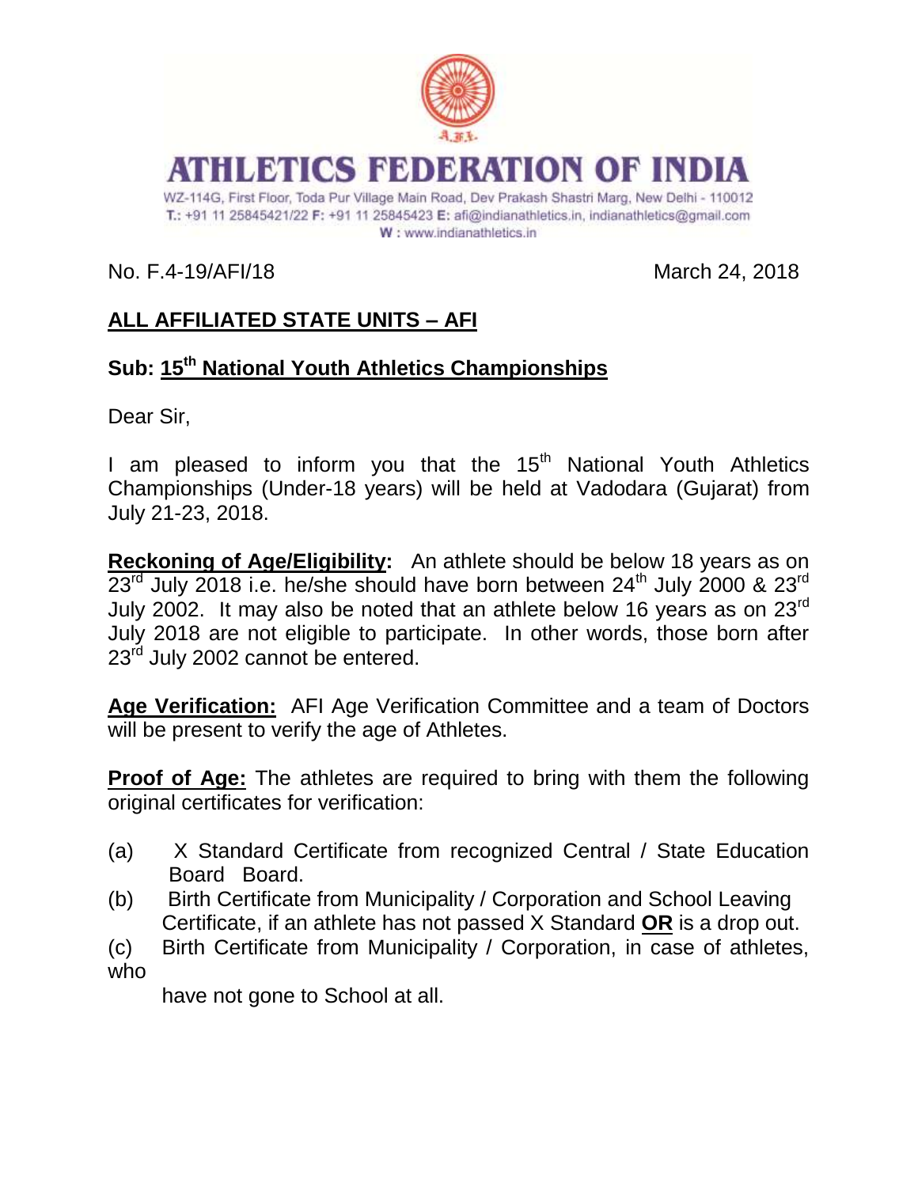# ATHLETICS FEDERATION OF INDIA

WZ-114G, First Floor, Toda Pur Village Main Road, Dev Prakash Shastri Marg, New Delhi - 110012
T.: +91 11 25845421/22 F: +91 11 25845423 E: afi@indianathletics.in, indianathletics@gmail.com
W : www.indianathletics.in

No. F.4-19/AFI/18 March 24, 2018

**ALL AFFILIATED STATE UNITS – AFI**

**Sub: 15th National Youth Athletics Championships**

Dear Sir,

I am pleased to inform you that the 15th National Youth Athletics Championships (Under-18 years) will be held at Vadodara (Gujarat) from July 21-23, 2018.

**Reckoning of Age/Eligibility:** An athlete should be below 18 years as on 23rd July 2018 i.e. he/she should have born between 24th July 2000 & 23rd July 2002. It may also be noted that an athlete below 16 years as on 23rd July 2018 are not eligible to participate. In other words, those born after 23rd July 2002 cannot be entered.

**Age Verification:** AFI Age Verification Committee and a team of Doctors will be present to verify the age of Athletes.

**Proof of Age:** The athletes are required to bring with them the following original certificates for verification:

(a) X Standard Certificate from recognized Central / State Education Board Board.

(b) Birth Certificate from Municipality / Corporation and School Leaving Certificate, if an athlete has not passed X Standard **OR** is a drop out.

(c) Birth Certificate from Municipality / Corporation, in case of athletes, who have not gone to School at all.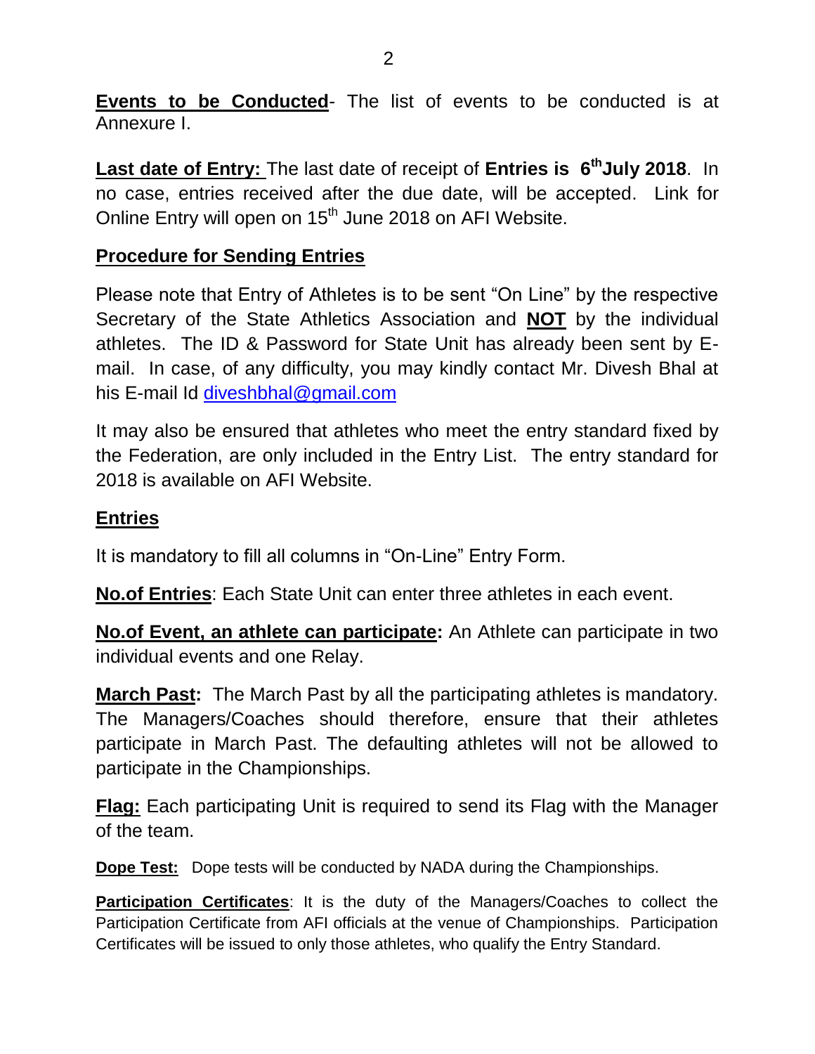**Events to be Conducted**- The list of events to be conducted is at Annexure I.

**Last date of Entry:** The last date of receipt of **Entries is 6th July 2018**. In no case, entries received after the due date, will be accepted. Link for Online Entry will open on 15th June 2018 on AFI Website.

## Procedure for Sending Entries

Please note that Entry of Athletes is to be sent "On Line" by the respective Secretary of the State Athletics Association and **NOT** by the individual athletes. The ID & Password for State Unit has already been sent by E-mail. In case, of any difficulty, you may kindly contact Mr. Divesh Bhal at his E-mail Id diveshbhal@gmail.com

It may also be ensured that athletes who meet the entry standard fixed by the Federation, are only included in the Entry List. The entry standard for 2018 is available on AFI Website.

## Entries

It is mandatory to fill all columns in "On-Line" Entry Form.

**No.of Entries**: Each State Unit can enter three athletes in each event.

**No.of Event, an athlete can participate:** An Athlete can participate in two individual events and one Relay.

**March Past:** The March Past by all the participating athletes is mandatory. The Managers/Coaches should therefore, ensure that their athletes participate in March Past. The defaulting athletes will not be allowed to participate in the Championships.

**Flag:** Each participating Unit is required to send its Flag with the Manager of the team.

**Dope Test:** Dope tests will be conducted by NADA during the Championships.

**Participation Certificates**: It is the duty of the Managers/Coaches to collect the Participation Certificate from AFI officials at the venue of Championships. Participation Certificates will be issued to only those athletes, who qualify the Entry Standard.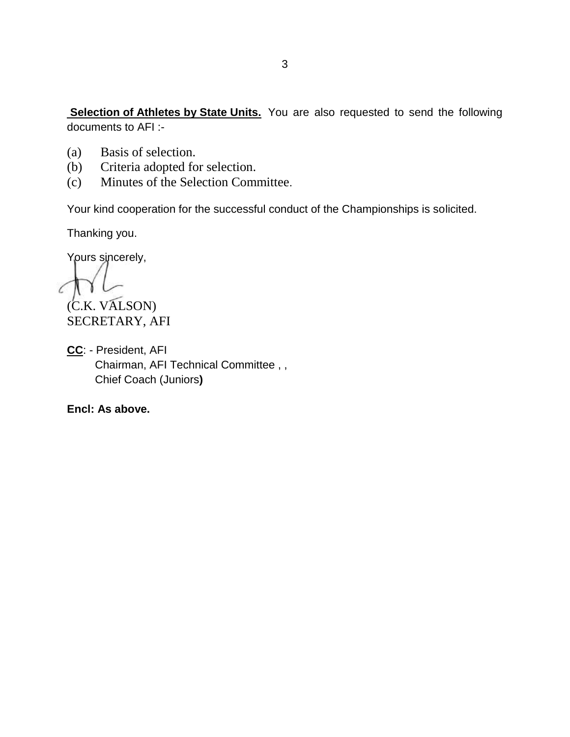**Selection of Athletes by State Units.** You are also requested to send the following documents to AFI :-

(a) Basis of selection.
(b) Criteria adopted for selection.
(c) Minutes of the Selection Committee.

Your kind cooperation for the successful conduct of the Championships is solicited.

Thanking you.

Yours sincerely,

(C.K. VALSON)
SECRETARY, AFI

**CC**: - President, AFI
Chairman, AFI Technical Committee , ,
Chief Coach (Juniors**)**

**Encl: As above.**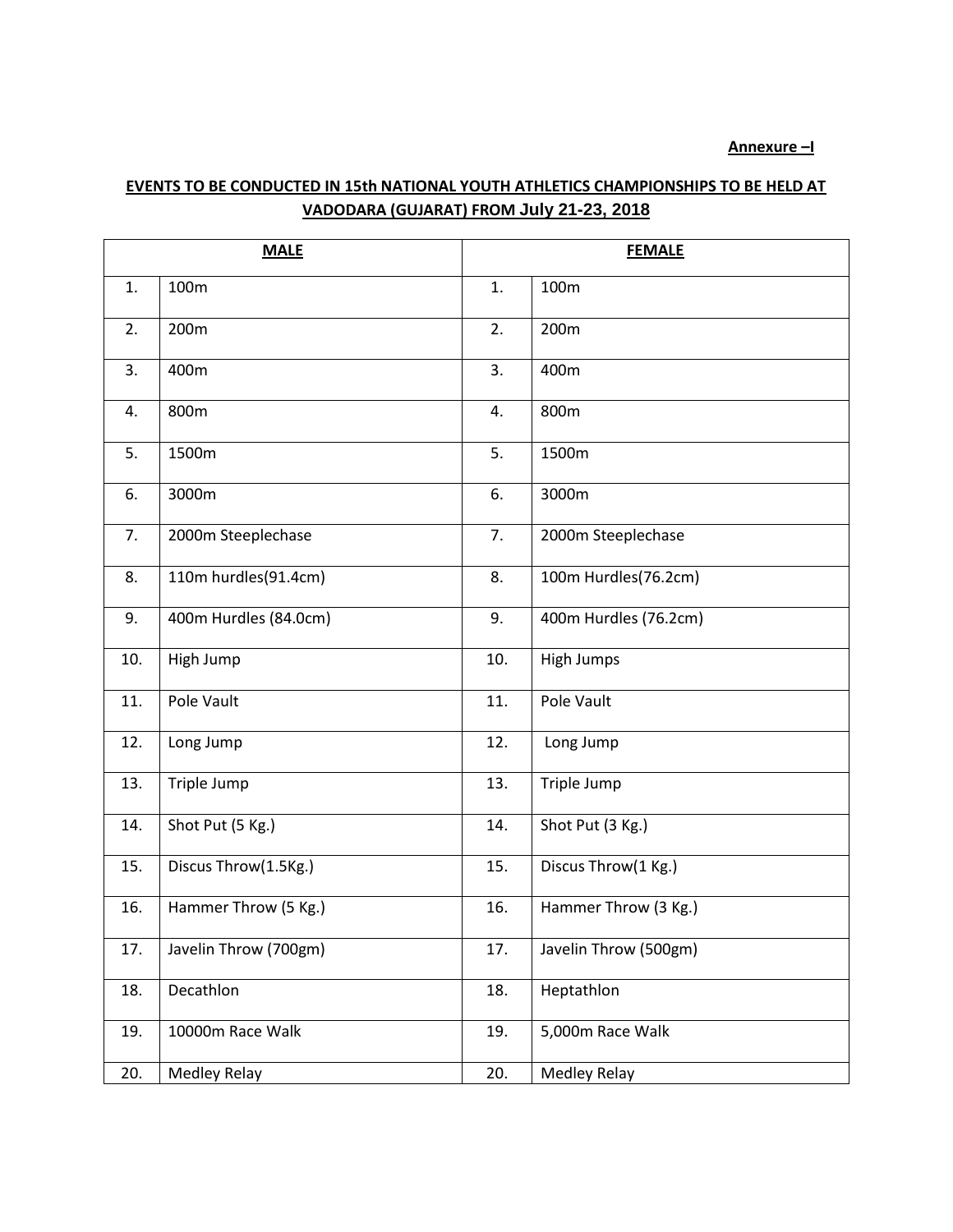**Annexure –I**

**EVENTS TO BE CONDUCTED IN 15th NATIONAL YOUTH ATHLETICS CHAMPIONSHIPS TO BE HELD AT VADODARA (GUJARAT) FROM July 21-23, 2018**

| **MALE** | | **FEMALE** | |
|---|---|---|---|
| 1. | 100m | 1. | 100m |
| 2. | 200m | 2. | 200m |
| 3. | 400m | 3. | 400m |
| 4. | 800m | 4. | 800m |
| 5. | 1500m | 5. | 1500m |
| 6. | 3000m | 6. | 3000m |
| 7. | 2000m Steeplechase | 7. | 2000m Steeplechase |
| 8. | 110m hurdles(91.4cm) | 8. | 100m Hurdles(76.2cm) |
| 9. | 400m Hurdles (84.0cm) | 9. | 400m Hurdles (76.2cm) |
| 10. | High Jump | 10. | High Jumps |
| 11. | Pole Vault | 11. | Pole Vault |
| 12. | Long Jump | 12. | Long Jump |
| 13. | Triple Jump | 13. | Triple Jump |
| 14. | Shot Put (5 Kg.) | 14. | Shot Put (3 Kg.) |
| 15. | Discus Throw(1.5Kg.) | 15. | Discus Throw(1 Kg.) |
| 16. | Hammer Throw (5 Kg.) | 16. | Hammer Throw (3 Kg.) |
| 17. | Javelin Throw (700gm) | 17. | Javelin Throw (500gm) |
| 18. | Decathlon | 18. | Heptathlon |
| 19. | 10000m Race Walk | 19. | 5,000m Race Walk |
| 20. | Medley Relay | 20. | Medley Relay |